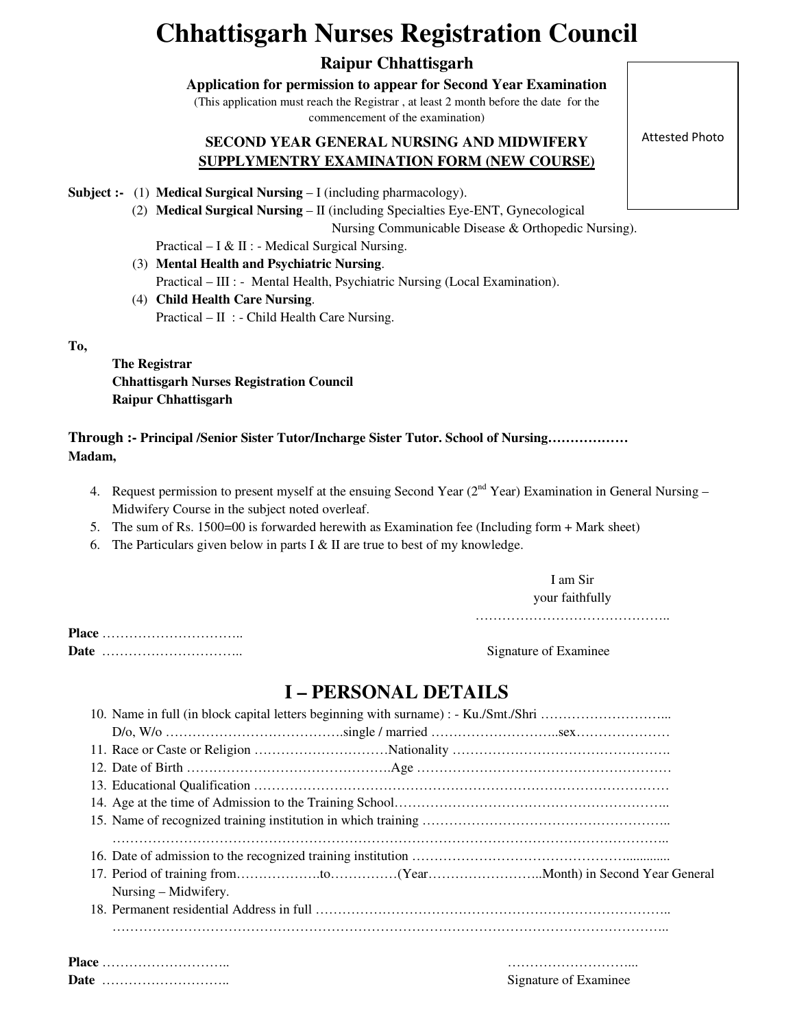# Chhattisgarh Nurses Registration Council

**Raipur Chhattisgarh**

**Application for permission to appear for Second Year Examination**

(This application must reach the Registrar , at least 2 month before the date for the commencement of the examination)

Attested Photo

**SECOND YEAR GENERAL NURSING AND MIDWIFERY**
**SUPPLYMENTRY EXAMINATION FORM (NEW COURSE)**

**Subject :-** (1) **Medical Surgical Nursing** – I (including pharmacology).

(2) **Medical Surgical Nursing** – II (including Specialties Eye-ENT, Gynecological Nursing Communicable Disease & Orthopedic Nursing).

Practical – I & II : - Medical Surgical Nursing.

(3) **Mental Health and Psychiatric Nursing**.

Practical – III : - Mental Health, Psychiatric Nursing (Local Examination).

(4) **Child Health Care Nursing**.

Practical – II : - Child Health Care Nursing.

**To,**

**The Registrar**
**Chhattisgarh Nurses Registration Council**
**Raipur Chhattisgarh**

**Through :- Principal /Senior Sister Tutor/Incharge Sister Tutor. School of Nursing………………**
**Madam,**

4. Request permission to present myself at the ensuing Second Year (2nd Year) Examination in General Nursing – Midwifery Course in the subject noted overleaf.
5. The sum of Rs. 1500=00 is forwarded herewith as Examination fee (Including form + Mark sheet)
6. The Particulars given below in parts I & II are true to best of my knowledge.

I am Sir
your faithfully
……………………………………..

**Place** …………………………..
**Date** ………………………….. Signature of Examinee

## I – PERSONAL DETAILS

10. Name in full (in block capital letters beginning with surname) : - Ku./Smt./Shri ………………………...
D/o, W/o ………………………………….single / married ……………………….sex…………………
11. Race or Caste or Religion …………………………Nationality ………………………………………….
12. Date of Birth ……………………………………..Age ………………………………………………
13. Educational Qualification ……………………………………………………………………………
14. Age at the time of Admission to the Training School……………………………………………………..
15. Name of recognized training institution in which training ……………………………………………..
…………………………………………………………………………………………………………..
16. Date of admission to the recognized training institution ……………………………………….............
17. Period of training from……………….to……………(Year……………………..Month) in Second Year General Nursing – Midwifery.
18. Permanent residential Address in full ………………………………………………………………..
…………………………………………………………………………………………………………..

**Place** ………………………..
**Date** ……………………….. 

………………………...
Signature of Examinee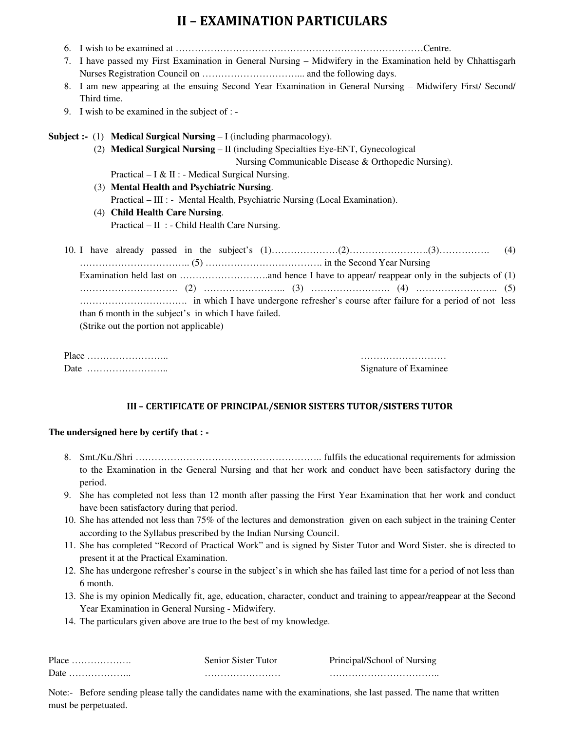# II – EXAMINATION PARTICULARS

6. I wish to be examined at ………………………………………………………………………Centre.
7. I have passed my First Examination in General Nursing – Midwifery in the Examination held by Chhattisgarh Nurses Registration Council on …………………………... and the following days.
8. I am new appearing at the ensuing Second Year Examination in General Nursing – Midwifery First/ Second/ Third time.
9. I wish to be examined in the subject of : -

**Subject :-** (1) **Medical Surgical Nursing** – I (including pharmacology).

(2) **Medical Surgical Nursing** – II (including Specialties Eye-ENT, Gynecological Nursing Communicable Disease & Orthopedic Nursing).

Practical – I & II : - Medical Surgical Nursing.

(3) **Mental Health and Psychiatric Nursing**.

Practical – III : - Mental Health, Psychiatric Nursing (Local Examination).

(4) **Child Health Care Nursing**.

Practical – II : - Child Health Care Nursing.

10. I have already passed in the subject's (1)…………………(2)…………………….(3)……………. (4) …………………………….. (5) ………………………………. in the Second Year Nursing Examination held last on ……………………….and hence I have to appear/ reappear only in the subjects of (1) …………………………. (2) …………………….. (3) ……………………. (4) …………………….. (5) ……………………………. in which I have undergone refresher's course after failure for a period of not less than 6 month in the subject's in which I have failed.
(Strike out the portion not applicable)

Place ……………………..

Date ……………………..

………………………

Signature of Examinee

### III – CERTIFICATE OF PRINCIPAL/SENIOR SISTERS TUTOR/SISTERS TUTOR

**The undersigned here by certify that : -**

8. Smt./Ku./Shri ………………………………………………….. fulfils the educational requirements for admission to the Examination in the General Nursing and that her work and conduct have been satisfactory during the period.
9. She has completed not less than 12 month after passing the First Year Examination that her work and conduct have been satisfactory during that period.
10. She has attended not less than 75% of the lectures and demonstration given on each subject in the training Center according to the Syllabus prescribed by the Indian Nursing Council.
11. She has completed "Record of Practical Work" and is signed by Sister Tutor and Word Sister. she is directed to present it at the Practical Examination.
12. She has undergone refresher's course in the subject's in which she has failed last time for a period of not less than 6 month.
13. She is my opinion Medically fit, age, education, character, conduct and training to appear/reappear at the Second Year Examination in General Nursing - Midwifery.
14. The particulars given above are true to the best of my knowledge.

Place ……………….

Date ………………..

Senior Sister Tutor

……………………

Principal/School of Nursing

……………………………..

Note:- Before sending please tally the candidates name with the examinations, she last passed. The name that written must be perpetuated.